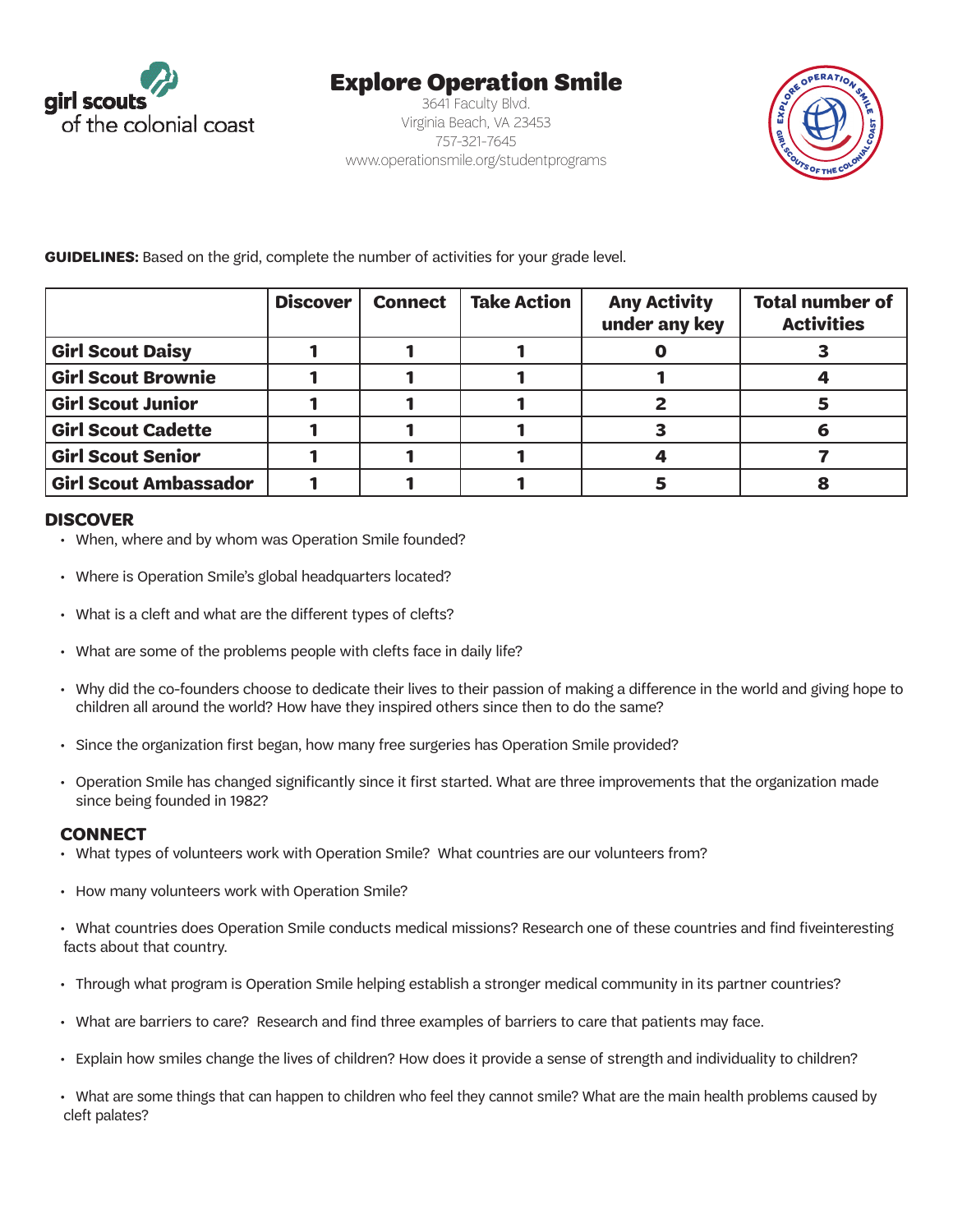girl scouts of the colonial coast

# Explore Operation Smile

3641 Faculty Blvd.
Virginia Beach, VA 23453
757-321-7645
www.operationsmile.org/studentprograms

**GUIDELINES:** Based on the grid, complete the number of activities for your grade level.

| | Discover | Connect | Take Action | Any Activity under any key | Total number of Activities |
|---|---|---|---|---|---|
| **Girl Scout Daisy** | 1 | 1 | 1 | 0 | 3 |
| **Girl Scout Brownie** | 1 | 1 | 1 | 1 | 4 |
| **Girl Scout Junior** | 1 | 1 | 1 | 2 | 5 |
| **Girl Scout Cadette** | 1 | 1 | 1 | 3 | 6 |
| **Girl Scout Senior** | 1 | 1 | 1 | 4 | 7 |
| **Girl Scout Ambassador** | 1 | 1 | 1 | 5 | 8 |

## DISCOVER

- When, where and by whom was Operation Smile founded?
- Where is Operation Smile's global headquarters located?
- What is a cleft and what are the different types of clefts?
- What are some of the problems people with clefts face in daily life?
- Why did the co-founders choose to dedicate their lives to their passion of making a difference in the world and giving hope to children all around the world? How have they inspired others since then to do the same?
- Since the organization first began, how many free surgeries has Operation Smile provided?
- Operation Smile has changed significantly since it first started. What are three improvements that the organization made since being founded in 1982?

## CONNECT

- What types of volunteers work with Operation Smile? What countries are our volunteers from?
- How many volunteers work with Operation Smile?
- What countries does Operation Smile conducts medical missions? Research one of these countries and find fiveinteresting facts about that country.
- Through what program is Operation Smile helping establish a stronger medical community in its partner countries?
- What are barriers to care? Research and find three examples of barriers to care that patients may face.
- Explain how smiles change the lives of children? How does it provide a sense of strength and individuality to children?
- What are some things that can happen to children who feel they cannot smile? What are the main health problems caused by cleft palates?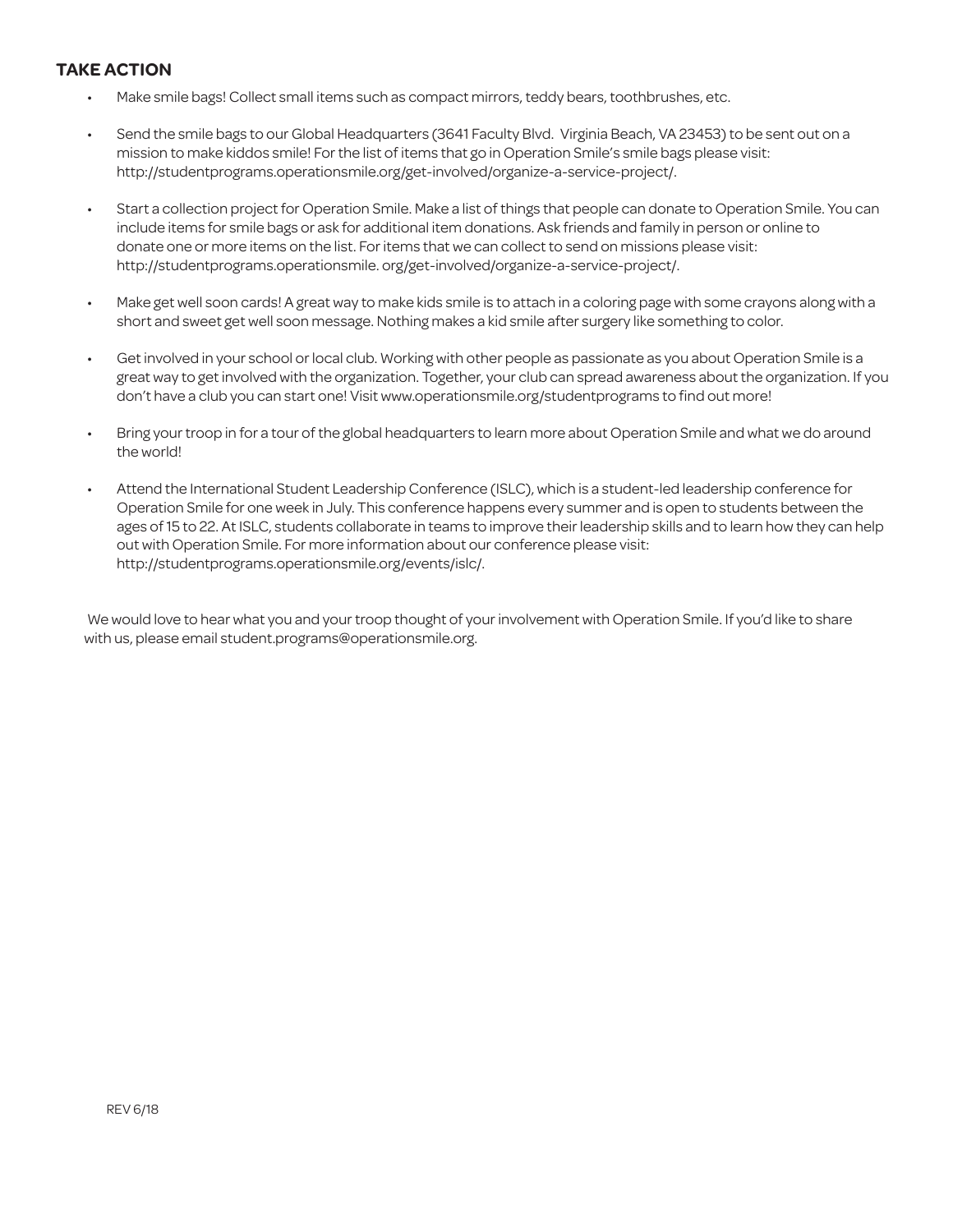## TAKE ACTION

- Make smile bags! Collect small items such as compact mirrors, teddy bears, toothbrushes, etc.
- Send the smile bags to our Global Headquarters (3641 Faculty Blvd. Virginia Beach, VA 23453) to be sent out on a mission to make kiddos smile! For the list of items that go in Operation Smile's smile bags please visit: http://studentprograms.operationsmile.org/get-involved/organize-a-service-project/.
- Start a collection project for Operation Smile. Make a list of things that people can donate to Operation Smile. You can include items for smile bags or ask for additional item donations. Ask friends and family in person or online to donate one or more items on the list. For items that we can collect to send on missions please visit: http://studentprograms.operationsmile. org/get-involved/organize-a-service-project/.
- Make get well soon cards! A great way to make kids smile is to attach in a coloring page with some crayons along with a short and sweet get well soon message. Nothing makes a kid smile after surgery like something to color.
- Get involved in your school or local club. Working with other people as passionate as you about Operation Smile is a great way to get involved with the organization. Together, your club can spread awareness about the organization. If you don't have a club you can start one! Visit www.operationsmile.org/studentprograms to find out more!
- Bring your troop in for a tour of the global headquarters to learn more about Operation Smile and what we do around the world!
- Attend the International Student Leadership Conference (ISLC), which is a student-led leadership conference for Operation Smile for one week in July. This conference happens every summer and is open to students between the ages of 15 to 22. At ISLC, students collaborate in teams to improve their leadership skills and to learn how they can help out with Operation Smile. For more information about our conference please visit: http://studentprograms.operationsmile.org/events/islc/.

We would love to hear what you and your troop thought of your involvement with Operation Smile. If you'd like to share with us, please email student.programs@operationsmile.org.

REV 6/18